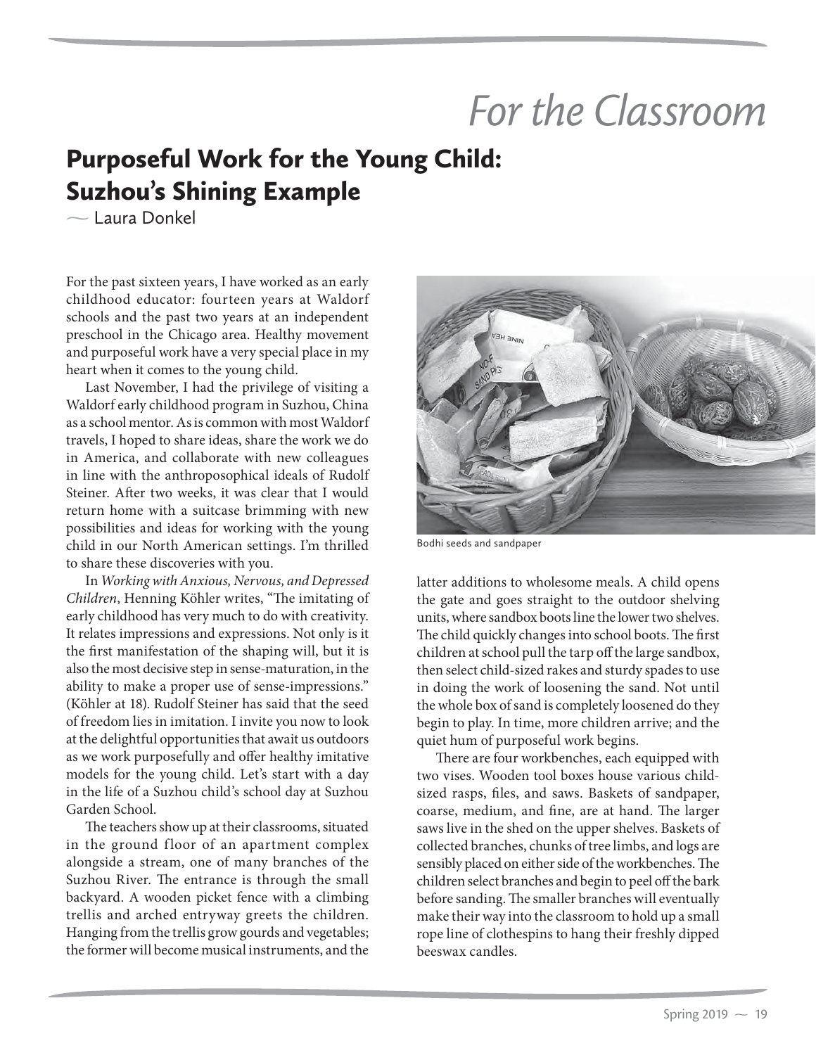# For the Classroom

## Purpose­ful Work for the Young Child: Suzhou's Shining Example

— Laura Donkel

For the past sixteen years, I have worked as an early childhood educator: fourteen years at Waldorf schools and the past two years at an independent preschool in the Chicago area. Healthy movement and purposeful work have a very special place in my heart when it comes to the young child.

Last November, I had the privilege of visiting a Waldorf early childhood program in Suzhou, China as a school mentor. As is common with most Waldorf travels, I hoped to share ideas, share the work we do in America, and collaborate with new colleagues in line with the anthroposophical ideals of Rudolf Steiner. After two weeks, it was clear that I would return home with a suitcase brimming with new possibilities and ideas for working with the young child in our North American settings. I'm thrilled to share these discoveries with you.

In *Working with Anxious, Nervous, and Depressed Children*, Henning Köhler writes, "The imitating of early childhood has very much to do with creativity. It relates impressions and expressions. Not only is it the first manifestation of the shaping will, but it is also the most decisive step in sense-maturation, in the ability to make a proper use of sense-impressions." (Köhler at 18). Rudolf Steiner has said that the seed of freedom lies in imitation. I invite you now to look at the delightful opportunities that await us outdoors as we work purposefully and offer healthy imitative models for the young child. Let's start with a day in the life of a Suzhou child's school day at Suzhou Garden School.

The teachers show up at their classrooms, situated in the ground floor of an apartment complex alongside a stream, one of many branches of the Suzhou River. The entrance is through the small backyard. A wooden picket fence with a climbing trellis and arched entryway greets the children. Hanging from the trellis grow gourds and vegetables; the former will become musical instruments, and the latter additions to wholesome meals. A child opens the gate and goes straight to the outdoor shelving units, where sandbox boots line the lower two shelves. The child quickly changes into school boots. The first children at school pull the tarp off the large sandbox, then select child-sized rakes and sturdy spades to use in doing the work of loosening the sand. Not until the whole box of sand is completely loosened do they begin to play. In time, more children arrive; and the quiet hum of purposeful work begins.

Bodhi seeds and sandpaper

There are four workbenches, each equipped with two vises. Wooden tool boxes house various child-sized rasps, files, and saws. Baskets of sandpaper, coarse, medium, and fine, are at hand. The larger saws live in the shed on the upper shelves. Baskets of collected branches, chunks of tree limbs, and logs are sensibly placed on either side of the workbenches. The children select branches and begin to peel off the bark before sanding. The smaller branches will eventually make their way into the classroom to hold up a small rope line of clothespins to hang their freshly dipped beeswax candles.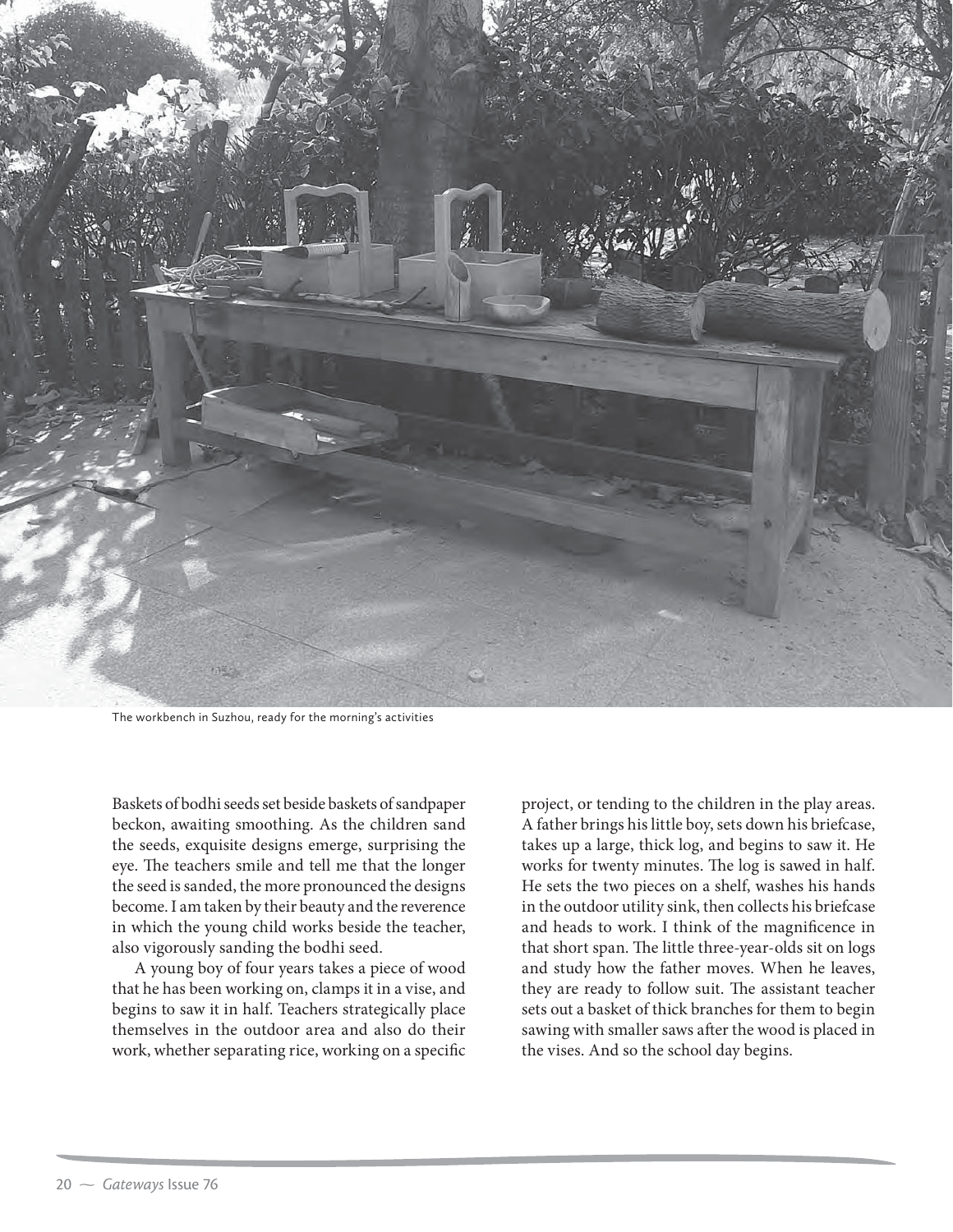The workbench in Suzhou, ready for the morning's activities

Baskets of bodhi seeds set beside baskets of sandpaper beckon, awaiting smoothing. As the children sand the seeds, exquisite designs emerge, surprising the eye. The teachers smile and tell me that the longer the seed is sanded, the more pronounced the designs become. I am taken by their beauty and the reverence in which the young child works beside the teacher, also vigorously sanding the bodhi seed.

A young boy of four years takes a piece of wood that he has been working on, clamps it in a vise, and begins to saw it in half. Teachers strategically place themselves in the outdoor area and also do their work, whether separating rice, working on a specific project, or tending to the children in the play areas. A father brings his little boy, sets down his briefcase, takes up a large, thick log, and begins to saw it. He works for twenty minutes. The log is sawed in half. He sets the two pieces on a shelf, washes his hands in the outdoor utility sink, then collects his briefcase and heads to work. I think of the magnificence in that short span. The little three-year-olds sit on logs and study how the father moves. When he leaves, they are ready to follow suit. The assistant teacher sets out a basket of thick branches for them to begin sawing with smaller saws after the wood is placed in the vises. And so the school day begins.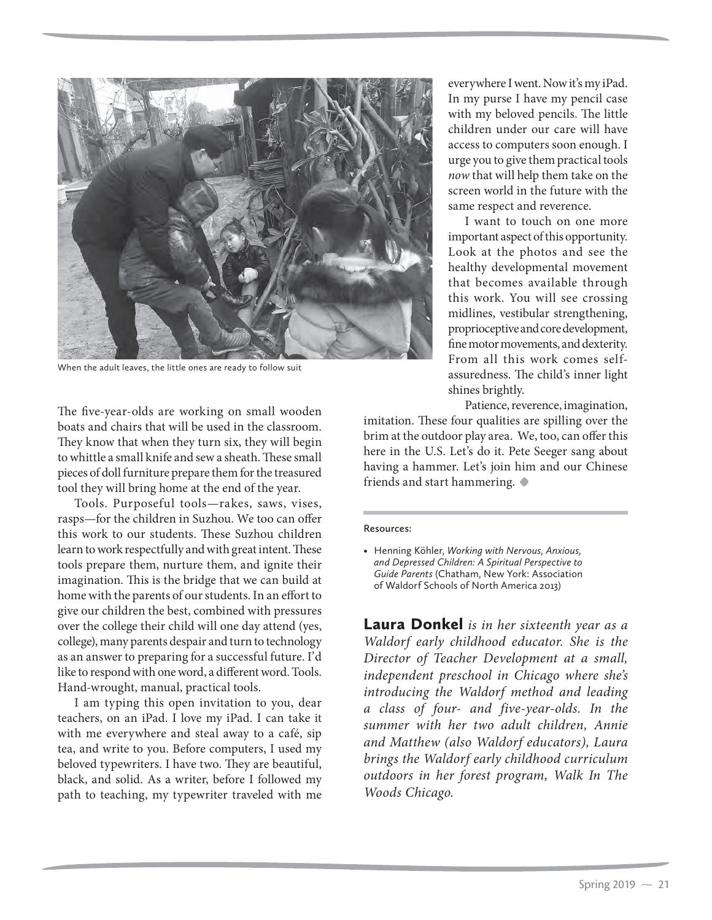When the adult leaves, the little ones are ready to follow suit

The five-year-olds are working on small wooden boats and chairs that will be used in the classroom. They know that when they turn six, they will begin to whittle a small knife and sew a sheath. These small pieces of doll furniture prepare them for the treasured tool they will bring home at the end of the year.

Tools. Purposeful tools—rakes, saws, vises, rasps—for the children in Suzhou. We too can offer this work to our students. These Suzhou children learn to work respectfully and with great intent. These tools prepare them, nurture them, and ignite their imagination. This is the bridge that we can build at home with the parents of our students. In an effort to give our children the best, combined with pressures over the college their child will one day attend (yes, college), many parents despair and turn to technology as an answer to preparing for a successful future. I'd like to respond with one word, a different word. Tools. Hand-wrought, manual, practical tools.

I am typing this open invitation to you, dear teachers, on an iPad. I love my iPad. I can take it with me everywhere and steal away to a café, sip tea, and write to you. Before computers, I used my beloved typewriters. I have two. They are beautiful, black, and solid. As a writer, before I followed my path to teaching, my typewriter traveled with me everywhere I went. Now it's my iPad. In my purse I have my pencil case with my beloved pencils. The little children under our care will have access to computers soon enough. I urge you to give them practical tools *now* that will help them take on the screen world in the future with the same respect and reverence.

I want to touch on one more important aspect of this opportunity. Look at the photos and see the healthy developmental movement that becomes available through this work. You will see crossing midlines, vestibular strengthening, proprioceptive and core development, fine motor movements, and dexterity. From all this work comes self-assuredness. The child's inner light shines brightly.

Patience, reverence, imagination, imitation. These four qualities are spilling over the brim at the outdoor play area. We, too, can offer this here in the U.S. Let's do it. Pete Seeger sang about having a hammer. Let's join him and our Chinese friends and start hammering. ◆

Resources:

- Henning Köhler, *Working with Nervous, Anxious, and Depressed Children: A Spiritual Perspective to Guide Parents* (Chatham, New York: Association of Waldorf Schools of North America 2013)

**Laura Donkel** *is in her sixteenth year as a Waldorf early childhood educator. She is the Director of Teacher Development at a small, independent preschool in Chicago where she's introducing the Waldorf method and leading a class of four- and five-year-olds. In the summer with her two adult children, Annie and Matthew (also Waldorf educators), Laura brings the Waldorf early childhood curriculum outdoors in her forest program, Walk In The Woods Chicago.*